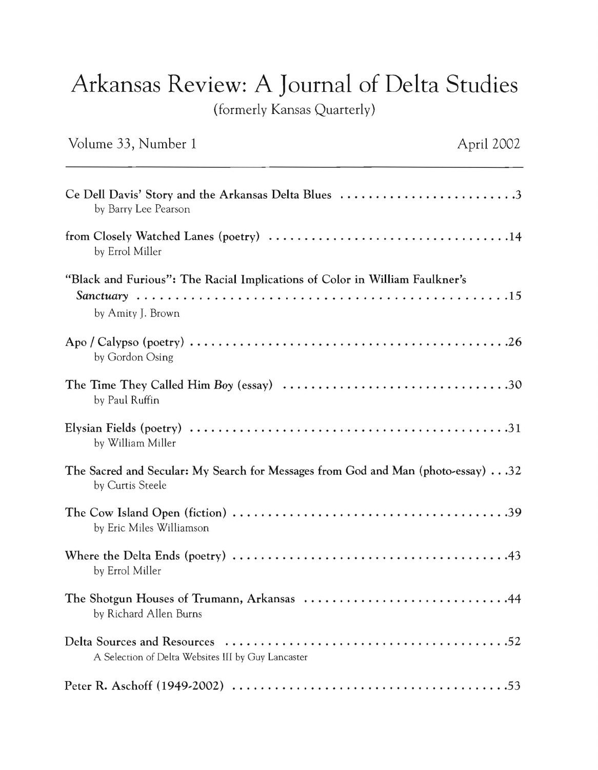# Arkansas Review: A Journal of Delta Studies

(formerly Kansas Quarterly)

Volume 33, Number 1 April 2002

---

**Ce Dell Davis' Story and the Arkansas Delta Blues** ........................ 3
by Barry Lee Pearson

**from Closely Watched Lanes (poetry)** ................................ 14
by Errol Miller

**"Black and Furious": The Racial Implications of Color in William Faulkner's *Sanctuary*** ................................................ 15
by Amity J. Brown

**Apo / Calypso (poetry)** ............................................ 26
by Gordon Osing

**The Time They Called Him *Boy* (essay)** ............................... 30
by Paul Ruffin

**Elysian Fields (poetry)** ............................................ 31
by William Miller

**The Sacred and Secular: My Search for Messages from God and Man (photo-essay)** . . . 32
by Curtis Steele

**The Cow Island Open (fiction)** ...................................... 39
by Eric Miles Williamson

**Where the Delta Ends (poetry)** ...................................... 43
by Errol Miller

**The Shotgun Houses of Trumann, Arkansas** ............................ 44
by Richard Allen Burns

**Delta Sources and Resources** ....................................... 52
A Selection of Delta Websites III by Guy Lancaster

**Peter R. Aschoff (1949-2002)** ...................................... 53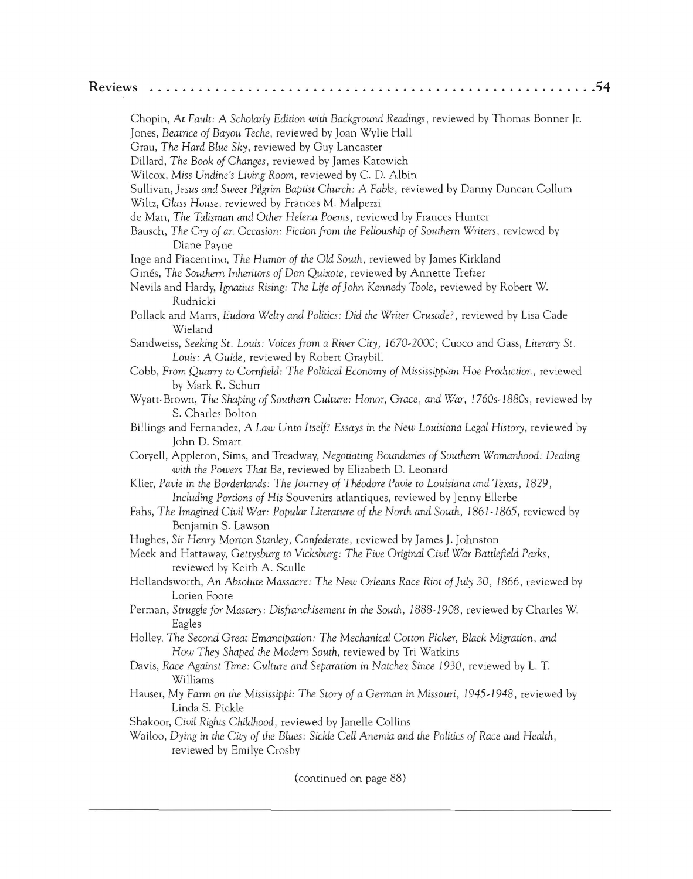**Reviews ........................................................ 54**

Chopin, *At Fault: A Scholarly Edition with Background Readings*, reviewed by Thomas Bonner Jr.
Jones, *Beatrice of Bayou Teche*, reviewed by Joan Wylie Hall
Grau, *The Hard Blue Sky*, reviewed by Guy Lancaster
Dillard, *The Book of Changes*, reviewed by James Katowich
Wilcox, *Miss Undine's Living Room*, reviewed by C. D. Albin
Sullivan, *Jesus and Sweet Pilgrim Baptist Church: A Fable*, reviewed by Danny Duncan Collum
Wiltz, *Glass House*, reviewed by Frances M. Malpezzi
de Man, *The Talisman and Other Helena Poems*, reviewed by Frances Hunter
Bausch, *The Cry of an Occasion: Fiction from the Fellowship of Southern Writers*, reviewed by Diane Payne
Inge and Piacentino, *The Humor of the Old South*, reviewed by James Kirkland
Ginés, *The Southern Inheritors of Don Quixote*, reviewed by Annette Trefzer
Nevils and Hardy, *Ignatius Rising: The Life of John Kennedy Toole*, reviewed by Robert W. Rudnicki
Pollack and Marrs, *Eudora Welty and Politics: Did the Writer Crusade?*, reviewed by Lisa Cade Wieland
Sandweiss, *Seeking St. Louis: Voices from a River City, 1670-2000*; Cuoco and Gass, *Literary St. Louis: A Guide*, reviewed by Robert Graybill
Cobb, *From Quarry to Cornfield: The Political Economy of Mississippian Hoe Production*, reviewed by Mark R. Schurr
Wyatt-Brown, *The Shaping of Southern Culture: Honor, Grace, and War, 1760s-1880s*, reviewed by S. Charles Bolton
Billings and Fernandez, *A Law Unto Itself? Essays in the New Louisiana Legal History*, reviewed by John D. Smart
Coryell, Appleton, Sims, and Treadway, *Negotiating Boundaries of Southern Womanhood: Dealing with the Powers That Be*, reviewed by Elizabeth D. Leonard
Klier, *Pavie in the Borderlands: The Journey of Théodore Pavie to Louisiana and Texas, 1829, Including Portions of His* Souvenirs atlantiques, reviewed by Jenny Ellerbe
Fahs, *The Imagined Civil War: Popular Literature of the North and South, 1861-1865*, reviewed by Benjamin S. Lawson
Hughes, *Sir Henry Morton Stanley, Confederate*, reviewed by James J. Johnston
Meek and Hattaway, *Gettysburg to Vicksburg: The Five Original Civil War Battlefield Parks*, reviewed by Keith A. Sculle
Hollandsworth, *An Absolute Massacre: The New Orleans Race Riot of July 30, 1866*, reviewed by Lorien Foote
Perman, *Struggle for Mastery: Disfranchisement in the South, 1888-1908*, reviewed by Charles W. Eagles
Holley, *The Second Great Emancipation: The Mechanical Cotton Picker, Black Migration, and How They Shaped the Modern South*, reviewed by Tri Watkins
Davis, *Race Against Time: Culture and Separation in Natchez Since 1930*, reviewed by L. T. Williams
Hauser, *My Farm on the Mississippi: The Story of a German in Missouri, 1945-1948*, reviewed by Linda S. Pickle
Shakoor, *Civil Rights Childhood*, reviewed by Janelle Collins
Wailoo, *Dying in the City of the Blues: Sickle Cell Anemia and the Politics of Race and Health*, reviewed by Emilye Crosby

(continued on page 88)